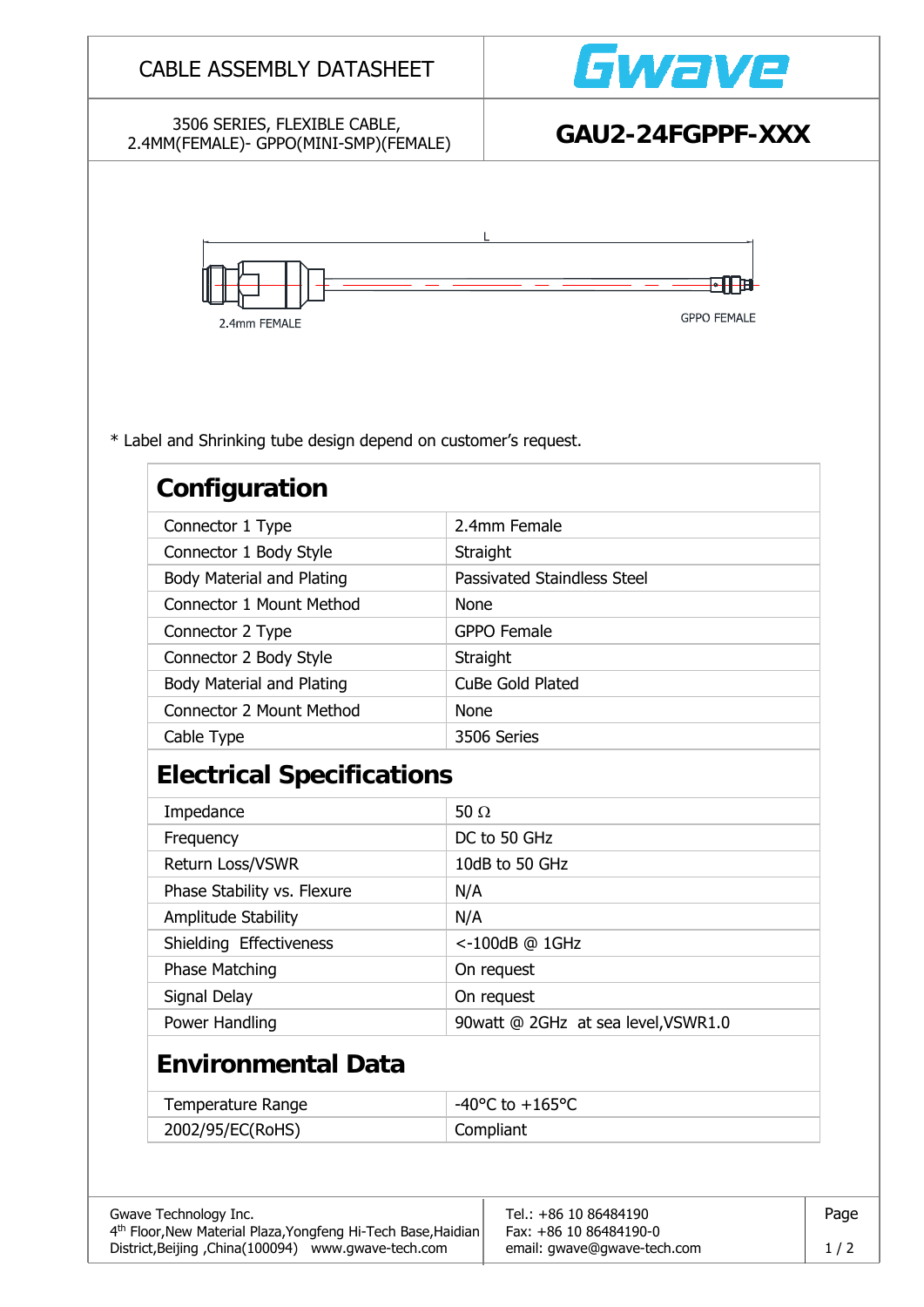# CABLE ASSEMBLY DATASHEET

Gwave

3506 SERIES, FLEXIBLE CABLE,
2.4MM(FEMALE)- GPPO(MINI-SMP)(FEMALE)

## GAU2-24FGPPF-XXX

L

2.4mm FEMALE

GPPO FEMALE

\* Label and Shrinking tube design depend on customer's request.

## Configuration

| | |
|---|---|
| Connector 1 Type | 2.4mm Female |
| Connector 1 Body Style | Straight |
| Body Material and Plating | Passivated Staindless Steel |
| Connector 1 Mount Method | None |
| Connector 2 Type | GPPO Female |
| Connector 2 Body Style | Straight |
| Body Material and Plating | CuBe Gold Plated |
| Connector 2 Mount Method | None |
| Cable Type | 3506 Series |

## Electrical Specifications

| | |
|---|---|
| Impedance | 50 Ω |
| Frequency | DC to 50 GHz |
| Return Loss/VSWR | 10dB to 50 GHz |
| Phase Stability vs. Flexure | N/A |
| Amplitude Stability | N/A |
| Shielding Effectiveness | <-100dB @ 1GHz |
| Phase Matching | On request |
| Signal Delay | On request |
| Power Handling | 90watt @ 2GHz at sea level,VSWR1.0 |

## Environmental Data

| | |
|---|---|
| Temperature Range | -40°C to +165°C |
| 2002/95/EC(RoHS) | Compliant |

Gwave Technology Inc.
4th Floor,New Material Plaza,Yongfeng Hi-Tech Base,Haidian District,Beijing ,China(100094) www.gwave-tech.com

Tel.: +86 10 86484190
Fax: +86 10 86484190-0
email: gwave@gwave-tech.com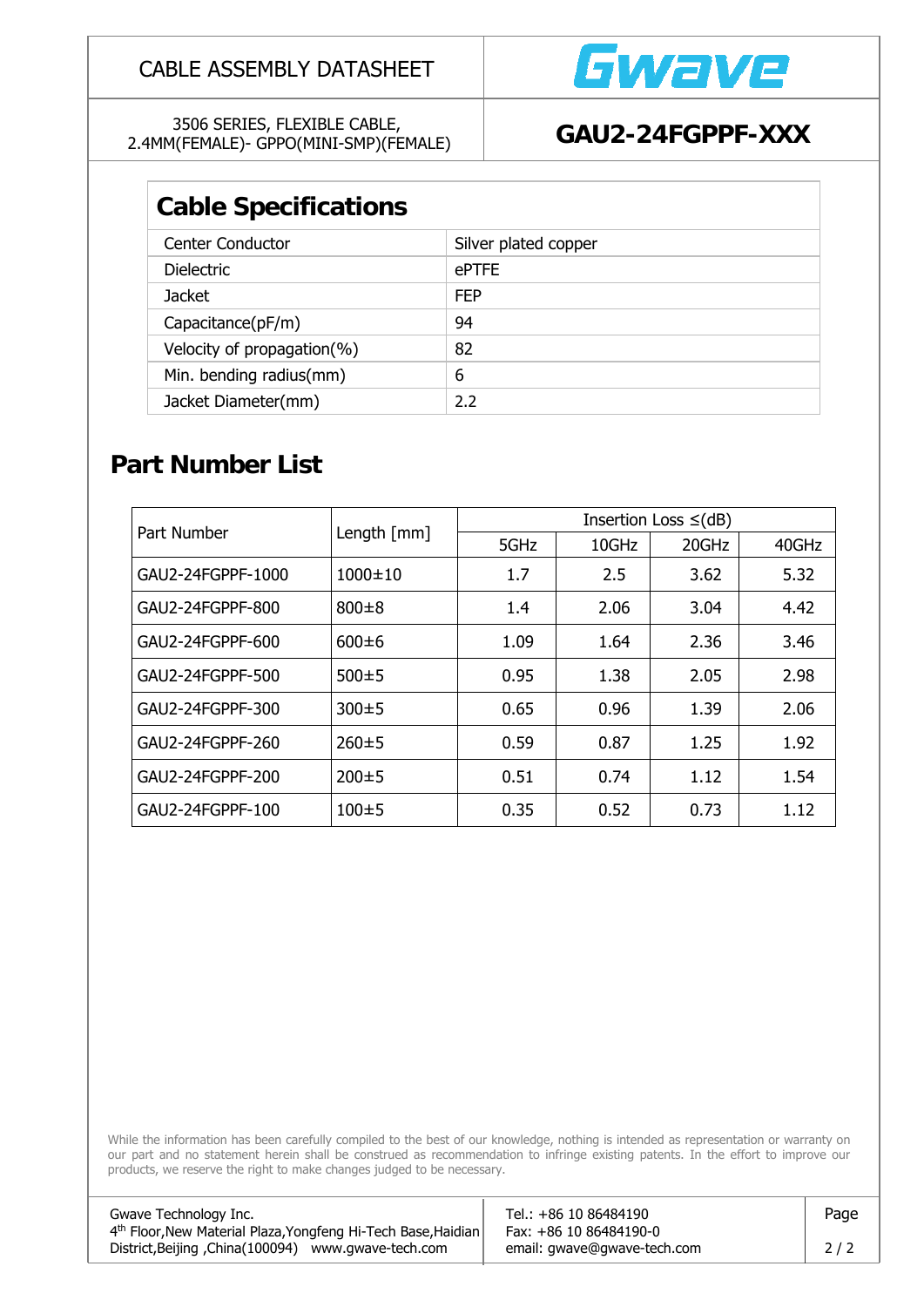| CABLE ASSEMBLY DATASHEET | Gwave |
|---|---|
| 3506 SERIES, FLEXIBLE CABLE, 2.4MM(FEMALE)- GPPO(MINI-SMP)(FEMALE) | **GAU2-24FGPPF-XXX** |

## Cable Specifications

| | |
|---|---|
| Center Conductor | Silver plated copper |
| Dielectric | ePTFE |
| Jacket | FEP |
| Capacitance(pF/m) | 94 |
| Velocity of propagation(%) | 82 |
| Min. bending radius(mm) | 6 |
| Jacket Diameter(mm) | 2.2 |

## Part Number List

| Part Number | Length [mm] | Insertion Loss ≤(dB) | | | |
|---|---|---|---|---|---|
| | | 5GHz | 10GHz | 20GHz | 40GHz |
| GAU2-24FGPPF-1000 | 1000±10 | 1.7 | 2.5 | 3.62 | 5.32 |
| GAU2-24FGPPF-800 | 800±8 | 1.4 | 2.06 | 3.04 | 4.42 |
| GAU2-24FGPPF-600 | 600±6 | 1.09 | 1.64 | 2.36 | 3.46 |
| GAU2-24FGPPF-500 | 500±5 | 0.95 | 1.38 | 2.05 | 2.98 |
| GAU2-24FGPPF-300 | 300±5 | 0.65 | 0.96 | 1.39 | 2.06 |
| GAU2-24FGPPF-260 | 260±5 | 0.59 | 0.87 | 1.25 | 1.92 |
| GAU2-24FGPPF-200 | 200±5 | 0.51 | 0.74 | 1.12 | 1.54 |
| GAU2-24FGPPF-100 | 100±5 | 0.35 | 0.52 | 0.73 | 1.12 |

While the information has been carefully compiled to the best of our knowledge, nothing is intended as representation or warranty on our part and no statement herein shall be construed as recommendation to infringe existing patents. In the effort to improve our products, we reserve the right to make changes judged to be necessary.

| | | |
|---|---|---|
| Gwave Technology Inc.<br>4th Floor,New Material Plaza,Yongfeng Hi-Tech Base,Haidian District,Beijing ,China(100094) www.gwave-tech.com | Tel.: +86 10 86484190<br>Fax: +86 10 86484190-0<br>email: gwave@gwave-tech.com | Page |